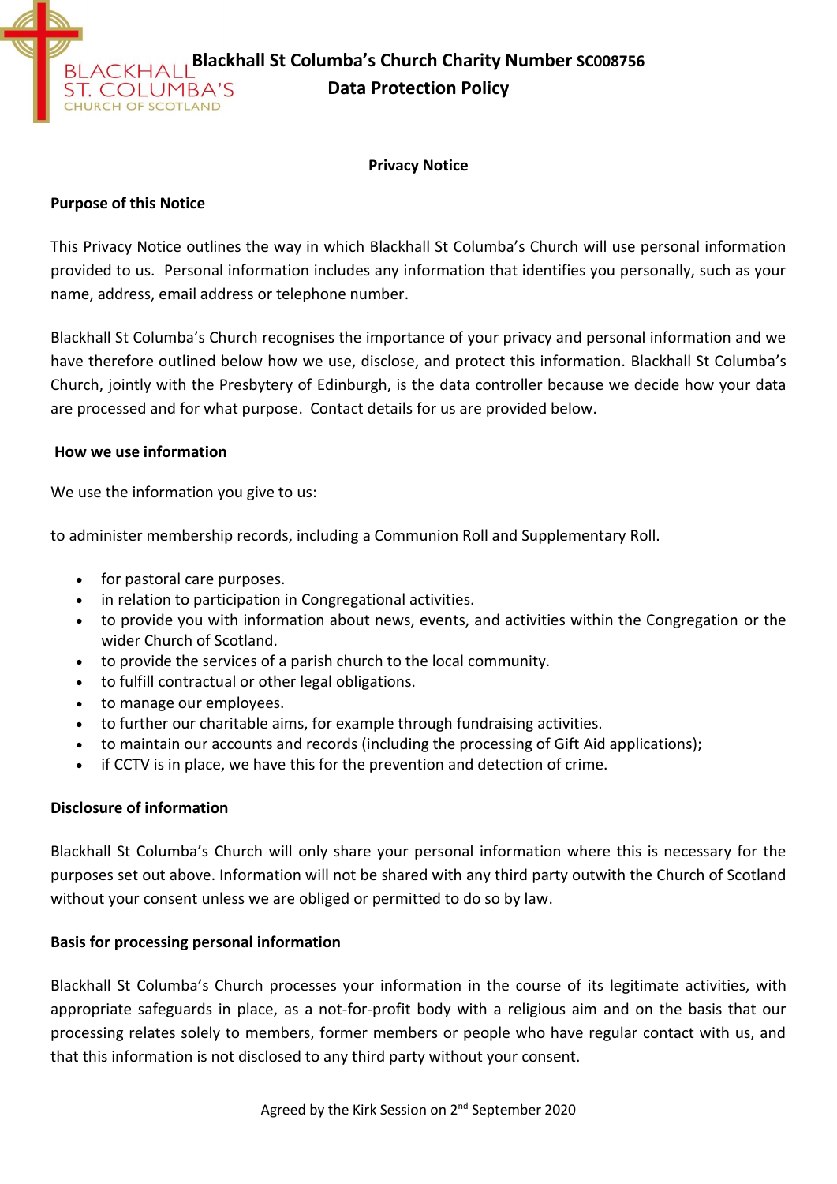# Blackhall St Columba's Church Charity Number SC008756

## Data Protection Policy

### Privacy Notice

**Purpose of this Notice**

This Privacy Notice outlines the way in which Blackhall St Columba's Church will use personal information provided to us. Personal information includes any information that identifies you personally, such as your name, address, email address or telephone number.

Blackhall St Columba's Church recognises the importance of your privacy and personal information and we have therefore outlined below how we use, disclose, and protect this information. Blackhall St Columba's Church, jointly with the Presbytery of Edinburgh, is the data controller because we decide how your data are processed and for what purpose. Contact details for us are provided below.

**How we use information**

We use the information you give to us:

to administer membership records, including a Communion Roll and Supplementary Roll.

- for pastoral care purposes.
- in relation to participation in Congregational activities.
- to provide you with information about news, events, and activities within the Congregation or the wider Church of Scotland.
- to provide the services of a parish church to the local community.
- to fulfill contractual or other legal obligations.
- to manage our employees.
- to further our charitable aims, for example through fundraising activities.
- to maintain our accounts and records (including the processing of Gift Aid applications);
- if CCTV is in place, we have this for the prevention and detection of crime.

**Disclosure of information**

Blackhall St Columba's Church will only share your personal information where this is necessary for the purposes set out above. Information will not be shared with any third party outwith the Church of Scotland without your consent unless we are obliged or permitted to do so by law.

**Basis for processing personal information**

Blackhall St Columba's Church processes your information in the course of its legitimate activities, with appropriate safeguards in place, as a not-for-profit body with a religious aim and on the basis that our processing relates solely to members, former members or people who have regular contact with us, and that this information is not disclosed to any third party without your consent.

Agreed by the Kirk Session on 2nd September 2020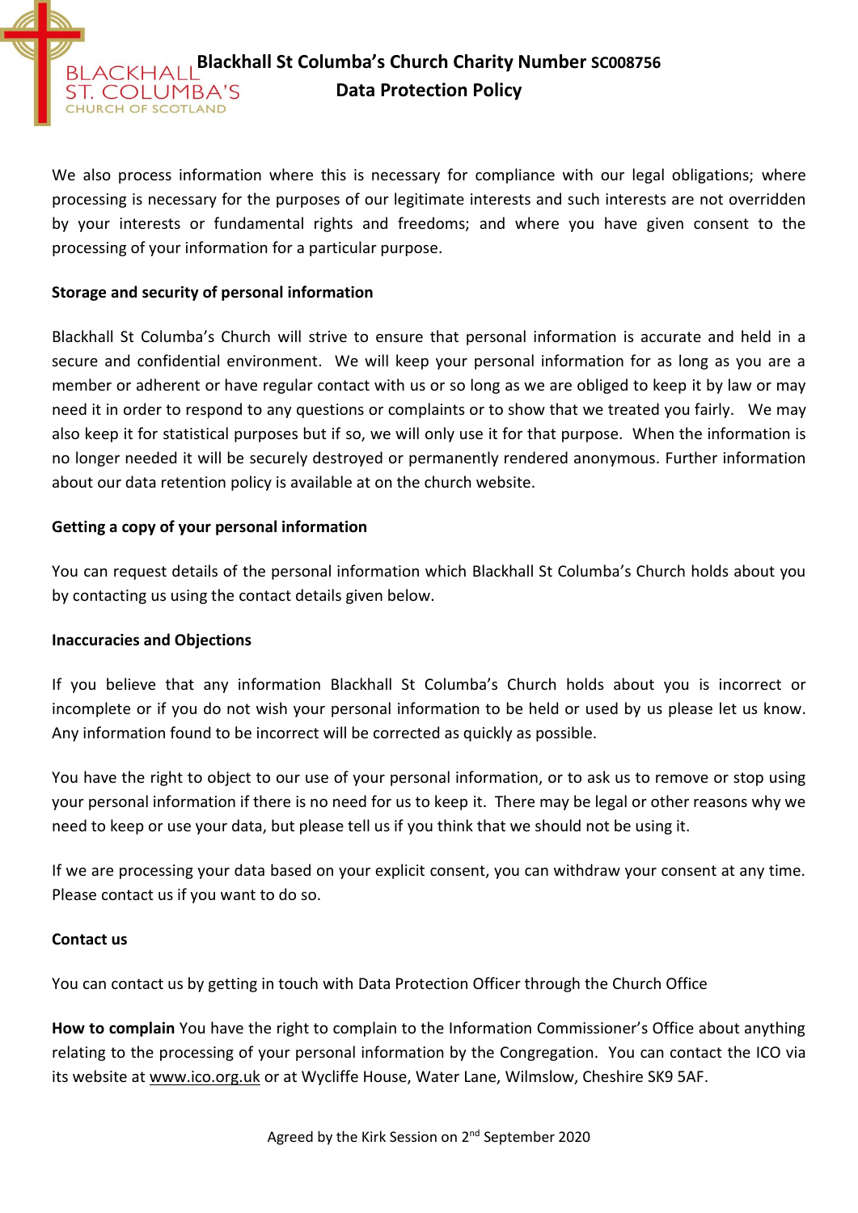We also process information where this is necessary for compliance with our legal obligations; where processing is necessary for the purposes of our legitimate interests and such interests are not overridden by your interests or fundamental rights and freedoms; and where you have given consent to the processing of your information for a particular purpose.

**Storage and security of personal information**

Blackhall St Columba's Church will strive to ensure that personal information is accurate and held in a secure and confidential environment. We will keep your personal information for as long as you are a member or adherent or have regular contact with us or so long as we are obliged to keep it by law or may need it in order to respond to any questions or complaints or to show that we treated you fairly. We may also keep it for statistical purposes but if so, we will only use it for that purpose. When the information is no longer needed it will be securely destroyed or permanently rendered anonymous. Further information about our data retention policy is available at on the church website.

**Getting a copy of your personal information**

You can request details of the personal information which Blackhall St Columba's Church holds about you by contacting us using the contact details given below.

**Inaccuracies and Objections**

If you believe that any information Blackhall St Columba's Church holds about you is incorrect or incomplete or if you do not wish your personal information to be held or used by us please let us know. Any information found to be incorrect will be corrected as quickly as possible.

You have the right to object to our use of your personal information, or to ask us to remove or stop using your personal information if there is no need for us to keep it. There may be legal or other reasons why we need to keep or use your data, but please tell us if you think that we should not be using it.

If we are processing your data based on your explicit consent, you can withdraw your consent at any time. Please contact us if you want to do so.

**Contact us**

You can contact us by getting in touch with Data Protection Officer through the Church Office

**How to complain** You have the right to complain to the Information Commissioner's Office about anything relating to the processing of your personal information by the Congregation. You can contact the ICO via its website at www.ico.org.uk or at Wycliffe House, Water Lane, Wilmslow, Cheshire SK9 5AF.

Agreed by the Kirk Session on 2nd September 2020